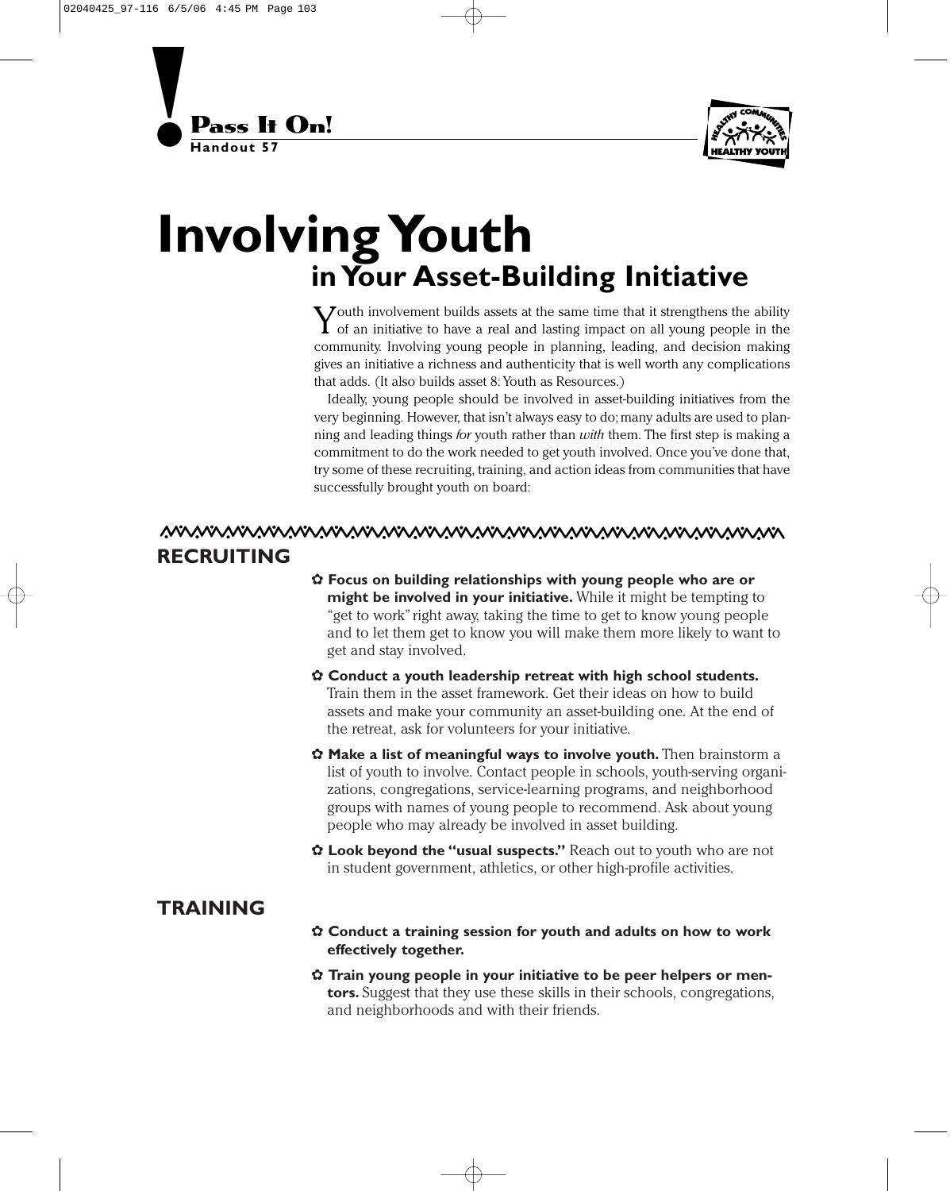**Pass It On!**
**Handout 57**

# Involving Youth in Your Asset-Building Initiative

Youth involvement builds assets at the same time that it strengthens the ability of an initiative to have a real and lasting impact on all young people in the community. Involving young people in planning, leading, and decision making gives an initiative a richness and authenticity that is well worth any complications that adds. (It also builds asset 8: Youth as Resources.)

Ideally, young people should be involved in asset-building initiatives from the very beginning. However, that isn't always easy to do; many adults are used to planning and leading things *for* youth rather than *with* them. The first step is making a commitment to do the work needed to get youth involved. Once you've done that, try some of these recruiting, training, and action ideas from communities that have successfully brought youth on board:

## RECRUITING

- **Focus on building relationships with young people who are or might be involved in your initiative.** While it might be tempting to "get to work" right away, taking the time to get to know young people and to let them get to know you will make them more likely to want to get and stay involved.
- **Conduct a youth leadership retreat with high school students.** Train them in the asset framework. Get their ideas on how to build assets and make your community an asset-building one. At the end of the retreat, ask for volunteers for your initiative.
- **Make a list of meaningful ways to involve youth.** Then brainstorm a list of youth to involve. Contact people in schools, youth-serving organizations, congregations, service-learning programs, and neighborhood groups with names of young people to recommend. Ask about young people who may already be involved in asset building.
- **Look beyond the "usual suspects."** Reach out to youth who are not in student government, athletics, or other high-profile activities.

## TRAINING

- **Conduct a training session for youth and adults on how to work effectively together.**
- **Train young people in your initiative to be peer helpers or mentors.** Suggest that they use these skills in their schools, congregations, and neighborhoods and with their friends.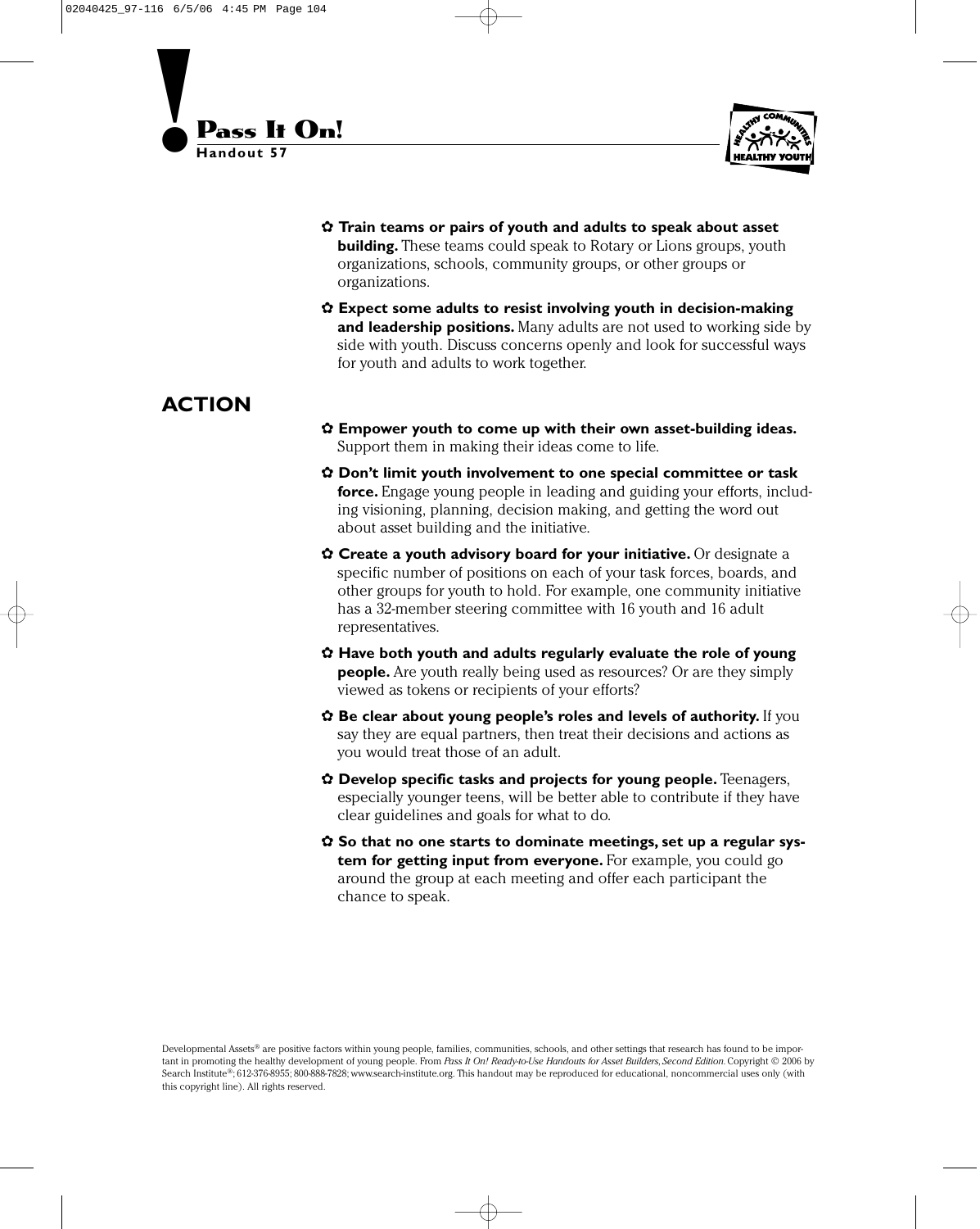- **Train teams or pairs of youth and adults to speak about asset building.** These teams could speak to Rotary or Lions groups, youth organizations, schools, community groups, or other groups or organizations.
- **Expect some adults to resist involving youth in decision-making and leadership positions.** Many adults are not used to working side by side with youth. Discuss concerns openly and look for successful ways for youth and adults to work together.

## ACTION

- **Empower youth to come up with their own asset-building ideas.** Support them in making their ideas come to life.
- **Don't limit youth involvement to one special committee or task force.** Engage young people in leading and guiding your efforts, including visioning, planning, decision making, and getting the word out about asset building and the initiative.
- **Create a youth advisory board for your initiative.** Or designate a specific number of positions on each of your task forces, boards, and other groups for youth to hold. For example, one community initiative has a 32-member steering committee with 16 youth and 16 adult representatives.
- **Have both youth and adults regularly evaluate the role of young people.** Are youth really being used as resources? Or are they simply viewed as tokens or recipients of your efforts?
- **Be clear about young people's roles and levels of authority.** If you say they are equal partners, then treat their decisions and actions as you would treat those of an adult.
- **Develop specific tasks and projects for young people.** Teenagers, especially younger teens, will be better able to contribute if they have clear guidelines and goals for what to do.
- **So that no one starts to dominate meetings, set up a regular system for getting input from everyone.** For example, you could go around the group at each meeting and offer each participant the chance to speak.

Developmental Assets® are positive factors within young people, families, communities, schools, and other settings that research has found to be important in promoting the healthy development of young people. From *Pass It On! Ready-to-Use Handouts for Asset Builders, Second Edition.* Copyright © 2006 by Search Institute®; 612-376-8955; 800-888-7828; www.search-institute.org. This handout may be reproduced for educational, noncommercial uses only (with this copyright line). All rights reserved.